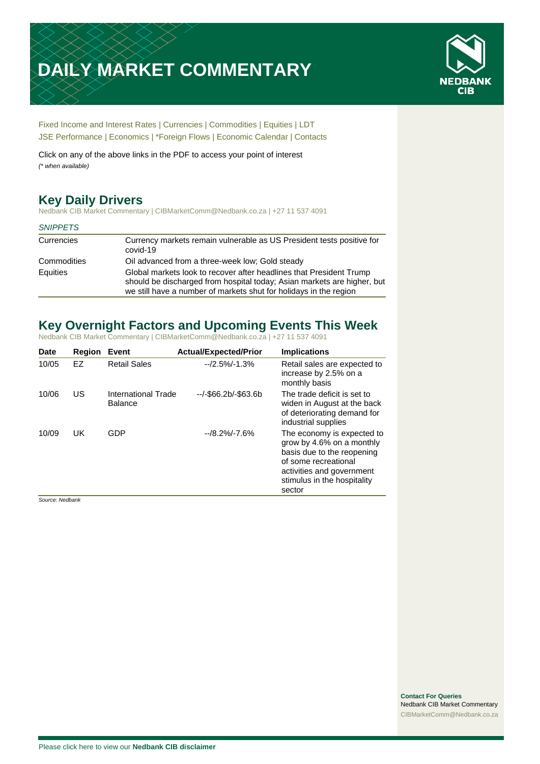# DAILY MARKET COMMENTARY

NEDBANK CIB

Fixed Income and Interest Rates | Currencies | Commodities | Equities | LDT
JSE Performance | Economics | *Foreign Flows | Economic Calendar | Contacts

Click on any of the above links in the PDF to access your point of interest
*(* when available)*

## Key Daily Drivers

Nedbank CIB Market Commentary | CIBMarketComm@Nedbank.co.za | +27 11 537 4091

*SNIPPETS*

| | |
|---|---|
| Currencies | Currency markets remain vulnerable as US President tests positive for covid-19 |
| Commodities | Oil advanced from a three-week low; Gold steady |
| Equities | Global markets look to recover after headlines that President Trump should be discharged from hospital today; Asian markets are higher, but we still have a number of markets shut for holidays in the region |

## Key Overnight Factors and Upcoming Events This Week

Nedbank CIB Market Commentary | CIBMarketComm@Nedbank.co.za | +27 11 537 4091

| Date | Region | Event | Actual/Expected/Prior | Implications |
|---|---|---|---|---|
| 10/05 | EZ | Retail Sales | --/2.5%/-1.3% | Retail sales are expected to increase by 2.5% on a monthly basis |
| 10/06 | US | International Trade Balance | --/-$66.2b/-$63.6b | The trade deficit is set to widen in August at the back of deteriorating demand for industrial supplies |
| 10/09 | UK | GDP | --/8.2%/-7.6% | The economy is expected to grow by 4.6% on a monthly basis due to the reopening of some recreational activities and government stimulus in the hospitality sector |

*Source: Nedbank*

**Contact For Queries**
Nedbank CIB Market Commentary
CIBMarketComm@Nedbank.co.za

Please click here to view our **Nedbank CIB disclaimer**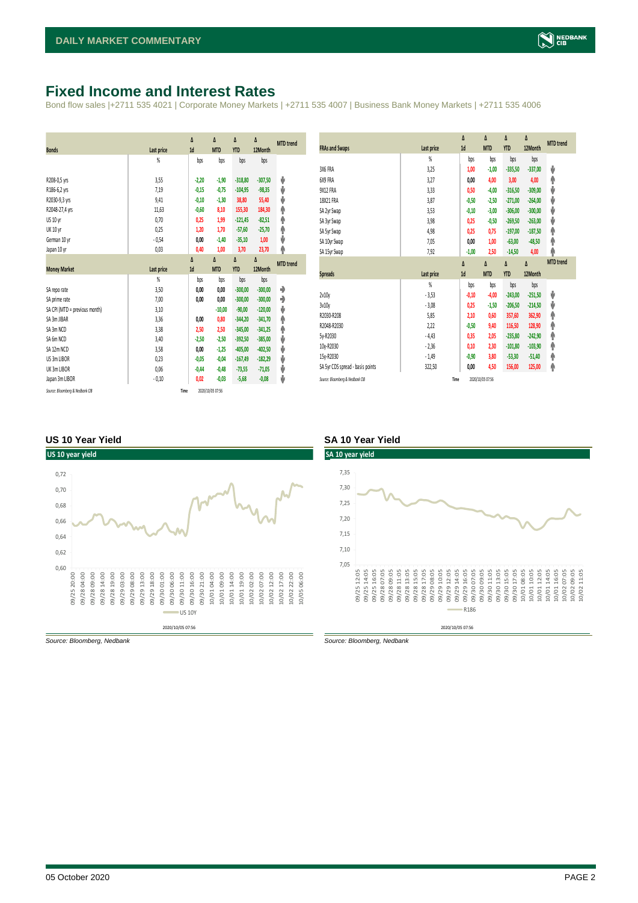# Fixed Income and Interest Rates

Bond flow sales |+2711 535 4021 | Corporate Money Markets | +2711 535 4007 | Business Bank Money Markets | +2711 535 4006

| Bonds | Last price | Δ 1d | Δ MTD | Δ YTD | Δ 12Month | MTD trend |
|---|---|---|---|---|---|---|
| | % | bps | bps | bps | bps | |
| R208-0,5 yrs | 3,55 | -2,20 | -1,90 | -318,80 | -307,50 | ⬇ |
| R186-6,2 yrs | 7,19 | -0,15 | -0,75 | -104,95 | -98,35 | ⬇ |
| R2030-9,3 yrs | 9,41 | -0,10 | -1,30 | 38,80 | 55,40 | ⬇ |
| R2048-27,4 yrs | 11,63 | -0,60 | 8,10 | 155,30 | 184,30 | ⬆ |
| US 10 yr | 0,70 | 0,25 | 1,99 | -121,45 | -82,51 | ⬆ |
| UK 10 yr | 0,25 | 1,20 | 1,70 | -57,60 | -25,70 | ⬆ |
| German 10 yr | -0,54 | 0,00 | -1,40 | -35,10 | 1,00 | ⬇ |
| Japan 10 yr | 0,03 | 0,40 | 1,00 | 3,70 | 23,70 | ⬆ |

| Money Market | Last price | Δ 1d | Δ MTD | Δ YTD | Δ 12Month | MTD trend |
|---|---|---|---|---|---|---|
| | % | bps | bps | bps | bps | |
| SA repo rate | 3,50 | 0,00 | 0,00 | -300,00 | -300,00 | ➡ |
| SA prime rate | 7,00 | 0,00 | 0,00 | -300,00 | -300,00 | ➡ |
| SA CPI (MTD = previous month) | 3,10 | | -10,00 | -90,00 | -120,00 | ⬇ |
| SA 3m JIBAR | 3,36 | 0,00 | 0,80 | -344,20 | -341,70 | ⬆ |
| SA 3m NCD | 3,38 | 2,50 | 2,50 | -345,00 | -341,25 | ⬆ |
| SA 6m NCD | 3,40 | -2,50 | -2,50 | -392,50 | -385,00 | ⬇ |
| SA 12m NCD | 3,58 | 0,00 | -1,25 | -405,00 | -402,50 | ⬇ |
| US 3m LIBOR | 0,23 | -0,05 | -0,04 | -167,49 | -182,29 | ⬇ |
| UK 3m LIBOR | 0,06 | -0,44 | -0,48 | -73,55 | -71,05 | ⬇ |
| Japan 3m LIBOR | -0,10 | 0,02 | -0,03 | -5,68 | -0,08 | ⬇ |

*Source: Bloomberg & Nedbank CIB* Time 2020/10/05 07:56

| FRAs and Swaps | Last price | Δ 1d | Δ MTD | Δ YTD | Δ 12Month | MTD trend |
|---|---|---|---|---|---|---|
| | % | bps | bps | bps | bps | |
| 3X6 FRA | 3,25 | 1,00 | -1,00 | -335,50 | -337,00 | ⬇ |
| 6X9 FRA | 3,27 | 0,00 | 4,00 | 3,00 | 4,00 | ⬆ |
| 9X12 FRA | 3,33 | 0,50 | -4,00 | -316,50 | -309,00 | ⬇ |
| 18X21 FRA | 3,87 | -0,50 | -2,50 | -271,00 | -264,00 | ⬇ |
| SA 2yr Swap | 3,53 | -0,10 | -3,00 | -306,00 | -300,00 | ⬇ |
| SA 3yr Swap | 3,98 | 0,25 | -0,50 | -269,50 | -263,00 | ⬇ |
| SA 5yr Swap | 4,98 | 0,25 | 0,75 | -197,00 | -187,50 | ⬆ |
| SA 10yr Swap | 7,05 | 0,00 | 1,00 | -63,00 | -48,50 | ⬆ |
| SA 15yr Swap | 7,92 | -1,00 | 2,50 | -14,50 | 4,00 | ⬆ |

| Spreads | Last price | Δ 1d | Δ MTD | Δ YTD | Δ 12Month | MTD trend |
|---|---|---|---|---|---|---|
| | % | bps | bps | bps | bps | |
| 2v10y | -3,53 | -0,10 | -4,00 | -243,00 | -251,50 | ⬇ |
| 3v10y | -3,08 | 0,25 | -1,50 | -206,50 | -214,50 | ⬇ |
| R2030-R208 | 5,85 | 2,10 | 0,60 | 357,60 | 362,90 | ⬆ |
| R2048-R2030 | 2,22 | -0,50 | 9,40 | 116,50 | 128,90 | ⬆ |
| 5y-R2030 | -4,43 | 0,35 | 2,05 | -235,80 | -242,90 | ⬆ |
| 10y-R2030 | -2,36 | 0,10 | 2,30 | -101,80 | -103,90 | ⬆ |
| 15y-R2030 | -1,49 | -0,90 | 3,80 | -53,30 | -51,40 | ⬆ |
| SA 5yr CDS spread - basis points | 322,50 | 0,00 | 4,50 | 156,00 | 125,00 | ⬆ |

*Source: Bloomberg & Nedbank CIB* Time 2020/10/05 07:56

## US 10 Year Yield

*Source: Bloomberg, Nedbank*

## SA 10 Year Yield

*Source: Bloomberg, Nedbank*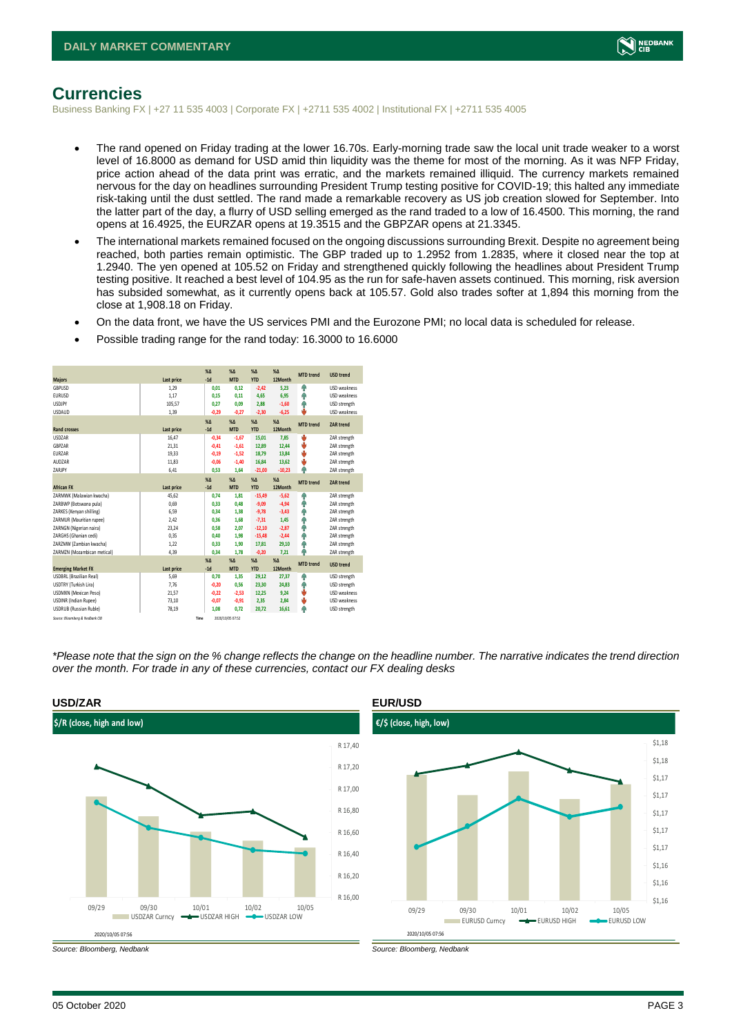# Currencies

Business Banking FX | +27 11 535 4003 | Corporate FX | +2711 535 4002 | Institutional FX | +2711 535 4005

- The rand opened on Friday trading at the lower 16.70s. Early-morning trade saw the local unit trade weaker to a worst level of 16.8000 as demand for USD amid thin liquidity was the theme for most of the morning. As it was NFP Friday, price action ahead of the data print was erratic, and the markets remained illiquid. The currency markets remained nervous for the day on headlines surrounding President Trump testing positive for COVID-19; this halted any immediate risk-taking until the dust settled. The rand made a remarkable recovery as US job creation slowed for September. Into the latter part of the day, a flurry of USD selling emerged as the rand traded to a low of 16.4500. This morning, the rand opens at 16.4925, the EURZAR opens at 19.3515 and the GBPZAR opens at 21.3345.
- The international markets remained focused on the ongoing discussions surrounding Brexit. Despite no agreement being reached, both parties remain optimistic. The GBP traded up to 1.2952 from 1.2835, where it closed near the top at 1.2940. The yen opened at 105.52 on Friday and strengthened quickly following the headlines about President Trump testing positive. It reached a best level of 104.95 as the run for safe-haven assets continued. This morning, risk aversion has subsided somewhat, as it currently opens back at 105.57. Gold also trades softer at 1,894 this morning from the close at 1,908.18 on Friday.
- On the data front, we have the US services PMI and the Eurozone PMI; no local data is scheduled for release.
- Possible trading range for the rand today: 16.3000 to 16.6000

| Majors | Last price | %Δ -1d | %Δ MTD | %Δ YTD | %Δ 12Month | MTD trend | USD trend |
|---|---|---|---|---|---|---|---|
| GBPUSD | 1,29 | 0,01 | 0,12 | -2,42 | 5,23 | ↑ | USD weakness |
| EURUSD | 1,17 | 0,15 | 0,11 | 4,65 | 6,95 | ↑ | USD weakness |
| USDJPY | 105,57 | 0,27 | 0,09 | 2,88 | -1,60 | ↑ | USD strength |
| USDAUD | 1,39 | -0,29 | -0,27 | -2,30 | -6,25 | ↓ | USD weakness |
| **Rand crosses** | **Last price** | **%Δ -1d** | **%Δ MTD** | **%Δ YTD** | **%Δ 12Month** | **MTD trend** | **ZAR trend** |
| USDZAR | 16,47 | -0,34 | -1,67 | 15,01 | 7,85 | ↓ | ZAR strength |
| GBPZAR | 21,31 | -0,41 | -1,61 | 12,89 | 12,44 | ↓ | ZAR strength |
| EURZAR | 19,33 | -0,19 | -1,52 | 18,79 | 13,84 | ↓ | ZAR strength |
| AUDZAR | 11,83 | -0,06 | -1,40 | 16,84 | 13,62 | ↓ | ZAR strength |
| ZARJPY | 6,41 | 0,53 | 1,64 | -21,00 | -10,23 | ↑ | ZAR strength |
| **African FX** | **Last price** | **%Δ -1d** | **%Δ MTD** | **%Δ YTD** | **%Δ 12Month** | **MTD trend** | **ZAR trend** |
| ZARMWK (Malawian kwacha) | 45,62 | 0,74 | 1,81 | -15,49 | -5,62 | ↑ | ZAR strength |
| ZARBWP (Botswana pula) | 0,69 | 0,33 | 0,48 | -9,09 | -4,94 | ↑ | ZAR strength |
| ZARKES (Kenyan shilling) | 6,59 | 0,34 | 1,38 | -9,78 | -3,43 | ↑ | ZAR strength |
| ZARMUR (Mauritian rupee) | 2,42 | 0,36 | 1,68 | -7,31 | 1,45 | ↑ | ZAR strength |
| ZARNGN (Nigerian naira) | 23,24 | 0,58 | 2,07 | -12,10 | -2,87 | ↑ | ZAR strength |
| ZARGHS (Ghanian cedi) | 0,35 | 0,40 | 1,98 | -15,48 | -2,44 | ↑ | ZAR strength |
| ZARZMW (Zambian kwacha) | 1,22 | 0,33 | 1,90 | 17,81 | 29,10 | ↑ | ZAR strength |
| ZARMZN (Mozambican metical) | 4,39 | 0,34 | 1,78 | -0,20 | 7,21 | ↑ | ZAR strength |
| **Emerging Market FX** | **Last price** | **%Δ -1d** | **%Δ MTD** | **%Δ YTD** | **%Δ 12Month** | **MTD trend** | **USD trend** |
| USDBRL (Brazilian Real) | 5,69 | 0,70 | 1,35 | 29,12 | 27,37 | ↑ | USD strength |
| USDTRY (Turkish Lira) | 7,76 | -0,20 | 0,56 | 23,30 | 24,83 | ↑ | USD strength |
| USDMXN (Mexican Peso) | 21,57 | -0,22 | -2,53 | 12,25 | 9,24 | ↓ | USD weakness |
| USDINR (Indian Rupee) | 73,10 | -0,07 | -0,91 | 2,35 | 2,84 | ↓ | USD weakness |
| USDRUB (Russian Ruble) | 78,19 | 1,08 | 0,72 | 20,72 | 16,61 | ↑ | USD strength |

Source: Bloomberg & Nedbank CIB | Time 2020/10/05 07:52

*\*Please note that the sign on the % change reflects the change on the headline number. The narrative indicates the trend direction over the month. For trade in any of these currencies, contact our FX dealing desks*

## USD/ZAR

$/R (close, high and low)

Source: Bloomberg, Nedbank

## EUR/USD

€/$ (close, high, low)

Source: Bloomberg, Nedbank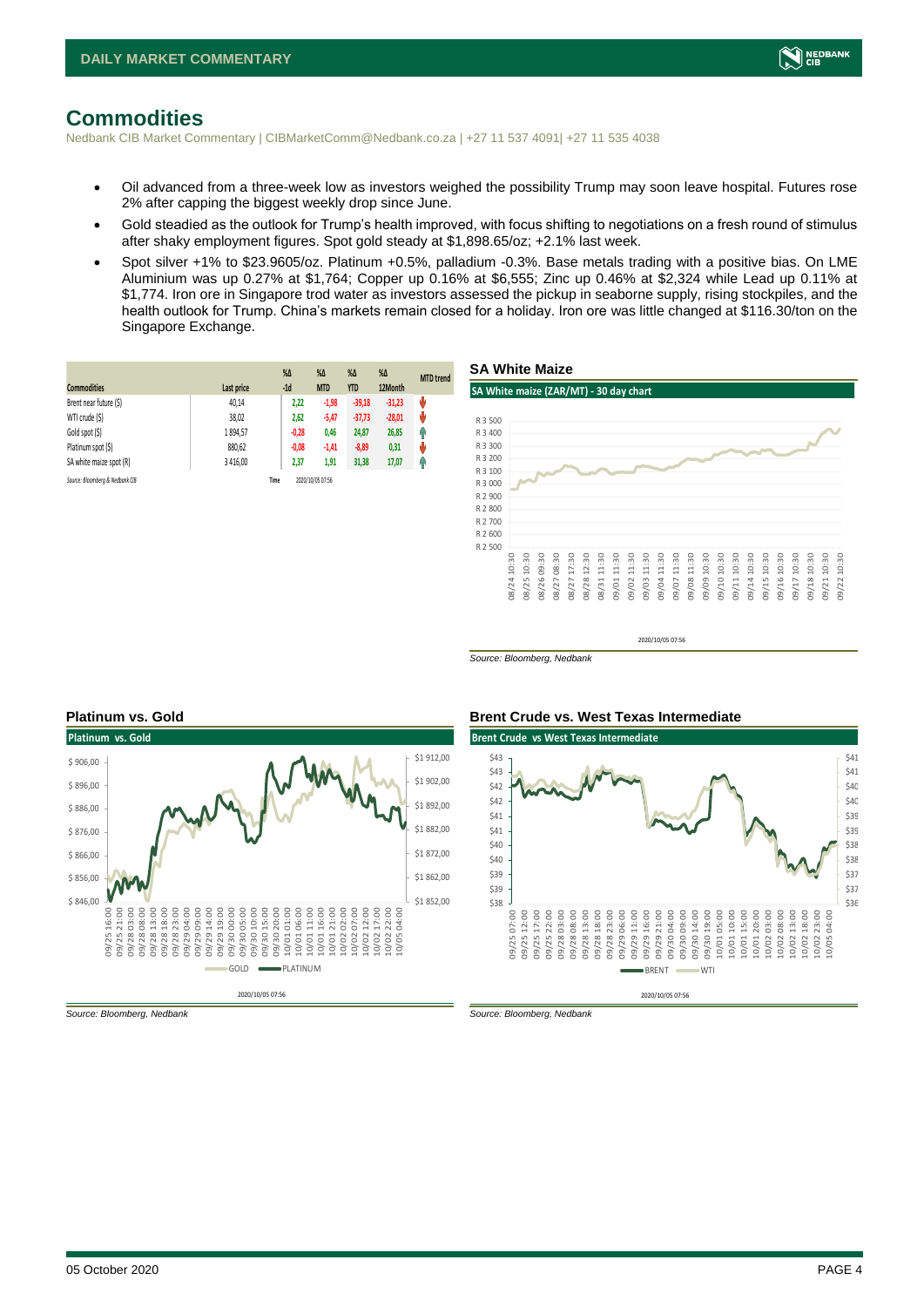# Commodities

Nedbank CIB Market Commentary | CIBMarketComm@Nedbank.co.za | +27 11 537 4091| +27 11 535 4038

- Oil advanced from a three-week low as investors weighed the possibility Trump may soon leave hospital. Futures rose 2% after capping the biggest weekly drop since June.
- Gold steadied as the outlook for Trump's health improved, with focus shifting to negotiations on a fresh round of stimulus after shaky employment figures. Spot gold steady at $1,898.65/oz; +2.1% last week.
- Spot silver +1% to $23.9605/oz. Platinum +0.5%, palladium -0.3%. Base metals trading with a positive bias. On LME Aluminium was up 0.27% at $1,764; Copper up 0.16% at $6,555; Zinc up 0.46% at $2,324 while Lead up 0.11% at $1,774. Iron ore in Singapore trod water as investors assessed the pickup in seaborne supply, rising stockpiles, and the health outlook for Trump. China's markets remain closed for a holiday. Iron ore was little changed at $116.30/ton on the Singapore Exchange.

| Commodities | Last price | %Δ -1d | %Δ MTD | %Δ YTD | %Δ 12Month | MTD trend |
|---|---|---|---|---|---|---|
| Brent near future ($) | 40,14 | 2,22 | -1,98 | -39,18 | -31,23 | ↓ |
| WTI crude ($) | 38,02 | 2,62 | -5,47 | -37,73 | -28,01 | ↓ |
| Gold spot ($) | 1 894,57 | -0,28 | 0,46 | 24,87 | 26,85 | ↑ |
| Platinum spot ($) | 880,62 | -0,08 | -1,41 | -8,89 | 0,31 | ↓ |
| SA white maize spot (R) | 3 416,00 | 2,37 | 1,91 | 31,38 | 17,07 | ↑ |

Source: Bloomberg & Nedbank CIB | Time 2020/10/05 07:56

## SA White Maize

Source: Bloomberg, Nedbank

## Platinum vs. Gold

Source: Bloomberg, Nedbank

## Brent Crude vs. West Texas Intermediate

Source: Bloomberg, Nedbank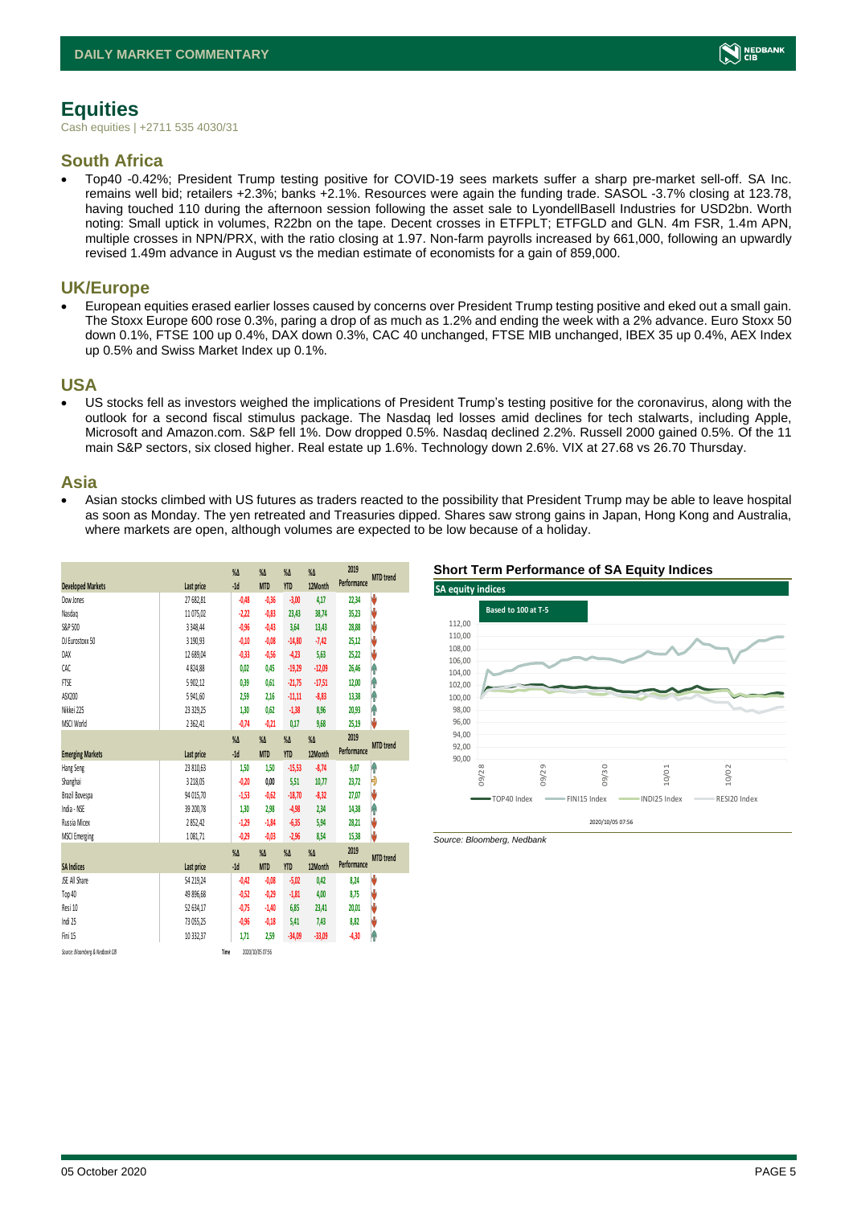# Equities

Cash equities | +2711 535 4030/31

## South Africa

- Top40 -0.42%; President Trump testing positive for COVID-19 sees markets suffer a sharp pre-market sell-off. SA Inc. remains well bid; retailers +2.3%; banks +2.1%. Resources were again the funding trade. SASOL -3.7% closing at 123.78, having touched 110 during the afternoon session following the asset sale to LyondellBasell Industries for USD2bn. Worth noting: Small uptick in volumes, R22bn on the tape. Decent crosses in ETFPLT; ETFGLD and GLN. 4m FSR, 1.4m APN, multiple crosses in NPN/PRX, with the ratio closing at 1.97. Non-farm payrolls increased by 661,000, following an upwardly revised 1.49m advance in August vs the median estimate of economists for a gain of 859,000.

## UK/Europe

- European equities erased earlier losses caused by concerns over President Trump testing positive and eked out a small gain. The Stoxx Europe 600 rose 0.3%, paring a drop of as much as 1.2% and ending the week with a 2% advance. Euro Stoxx 50 down 0.1%, FTSE 100 up 0.4%, DAX down 0.3%, CAC 40 unchanged, FTSE MIB unchanged, IBEX 35 up 0.4%, AEX Index up 0.5% and Swiss Market Index up 0.1%.

## USA

- US stocks fell as investors weighed the implications of President Trump's testing positive for the coronavirus, along with the outlook for a second fiscal stimulus package. The Nasdaq led losses amid declines for tech stalwarts, including Apple, Microsoft and Amazon.com. S&P fell 1%. Dow dropped 0.5%. Nasdaq declined 2.2%. Russell 2000 gained 0.5%. Of the 11 main S&P sectors, six closed higher. Real estate up 1.6%. Technology down 2.6%. VIX at 27.68 vs 26.70 Thursday.

## Asia

- Asian stocks climbed with US futures as traders reacted to the possibility that President Trump may be able to leave hospital as soon as Monday. The yen retreated and Treasuries dipped. Shares saw strong gains in Japan, Hong Kong and Australia, where markets are open, although volumes are expected to be low because of a holiday.

| Developed Markets | Last price | %Δ -1d | %Δ MTD | %Δ YTD | %Δ 12Month | 2019 Performance | MTD trend |
|---|---|---|---|---|---|---|---|
| Dow Jones | 27 682,81 | -0,48 | -0,36 | -3,00 | 4,17 | 22,34 | ↓ |
| Nasdaq | 11 075,02 | -2,22 | -0,83 | 23,43 | 38,74 | 35,23 | ↓ |
| S&P 500 | 3 348,44 | -0,96 | -0,43 | 3,64 | 13,43 | 28,88 | ↓ |
| DJ Eurostoxx 50 | 3 190,93 | -0,10 | -0,08 | -14,80 | -7,42 | 25,12 | ↓ |
| DAX | 12 689,04 | -0,33 | -0,56 | -4,23 | 5,63 | 25,22 | ↓ |
| CAC | 4 824,88 | 0,02 | 0,45 | -19,29 | -12,09 | 26,46 | ↑ |
| FTSE | 5 902,12 | 0,39 | 0,61 | -21,75 | -17,51 | 12,00 | ↑ |
| ASX200 | 5 941,60 | 2,59 | 2,16 | -11,11 | -8,83 | 13,38 | ↑ |
| Nikkei 225 | 23 319,25 | 1,30 | 0,62 | -1,38 | 8,96 | 20,93 | ↑ |
| MSCI World | 2 362,41 | -0,74 | -0,21 | 0,17 | 9,68 | 25,19 | ↓ |
| **Emerging Markets** | **Last price** | **%Δ -1d** | **%Δ MTD** | **%Δ YTD** | **%Δ 12Month** | **2019 Performance** | **MTD trend** |
| Hang Seng | 23 810,63 | 1,50 | 1,50 | -15,53 | -8,74 | 9,07 | ↑ |
| Shanghai | 3 218,05 | -0,20 | 0,00 | 5,51 | 10,77 | 23,72 | → |
| Brazil Bovespa | 94 015,70 | -1,53 | -0,62 | -18,70 | -8,32 | 27,07 | ↓ |
| India - NSE | 39 200,78 | 1,30 | 2,98 | -4,98 | 2,34 | 14,38 | ↑ |
| Russia Micex | 2 852,42 | -1,29 | -1,84 | -6,35 | 5,94 | 28,21 | ↓ |
| MSCI Emerging | 1 081,71 | -0,29 | -0,03 | -2,96 | 8,54 | 15,38 | ↓ |
| **SA Indices** | **Last price** | **%Δ -1d** | **%Δ MTD** | **%Δ YTD** | **%Δ 12Month** | **2019 Performance** | **MTD trend** |
| JSE All Share | 54 219,24 | -0,42 | -0,08 | -5,02 | 0,42 | 8,24 | ↓ |
| Top 40 | 49 896,68 | -0,52 | -0,29 | -1,81 | 4,00 | 8,75 | ↓ |
| Resi 10 | 52 634,17 | -0,75 | -1,40 | 6,85 | 23,41 | 20,01 | ↓ |
| Indi 25 | 73 055,25 | -0,96 | -0,18 | 5,41 | 7,43 | 8,82 | ↓ |
| Fini 15 | 10 332,37 | 1,71 | 2,59 | -34,09 | -33,09 | -4,30 | ↑ |

Source: Bloomberg & Nedbank CIB | Time 2020/10/05 07:56

### Short Term Performance of SA Equity Indices

SA equity indices — Based to 100 at T-5 (TOP40 Index, FINI15 Index, INDI25 Index, RESI20 Index) — 2020/10/05 07:56

Source: Bloomberg, Nedbank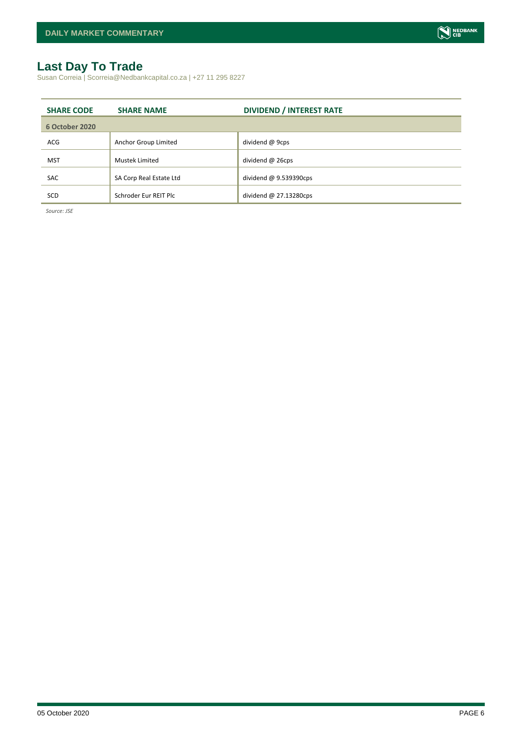# Last Day To Trade

Susan Correia | Scorreia@Nedbankcapital.co.za | +27 11 295 8227

| SHARE CODE | SHARE NAME | DIVIDEND / INTEREST RATE |
|---|---|---|
| **6 October 2020** | | |
| ACG | Anchor Group Limited | dividend @ 9cps |
| MST | Mustek Limited | dividend @ 26cps |
| SAC | SA Corp Real Estate Ltd | dividend @ 9.539390cps |
| SCD | Schroder Eur REIT Plc | dividend @ 27.13280cps |

*Source: JSE*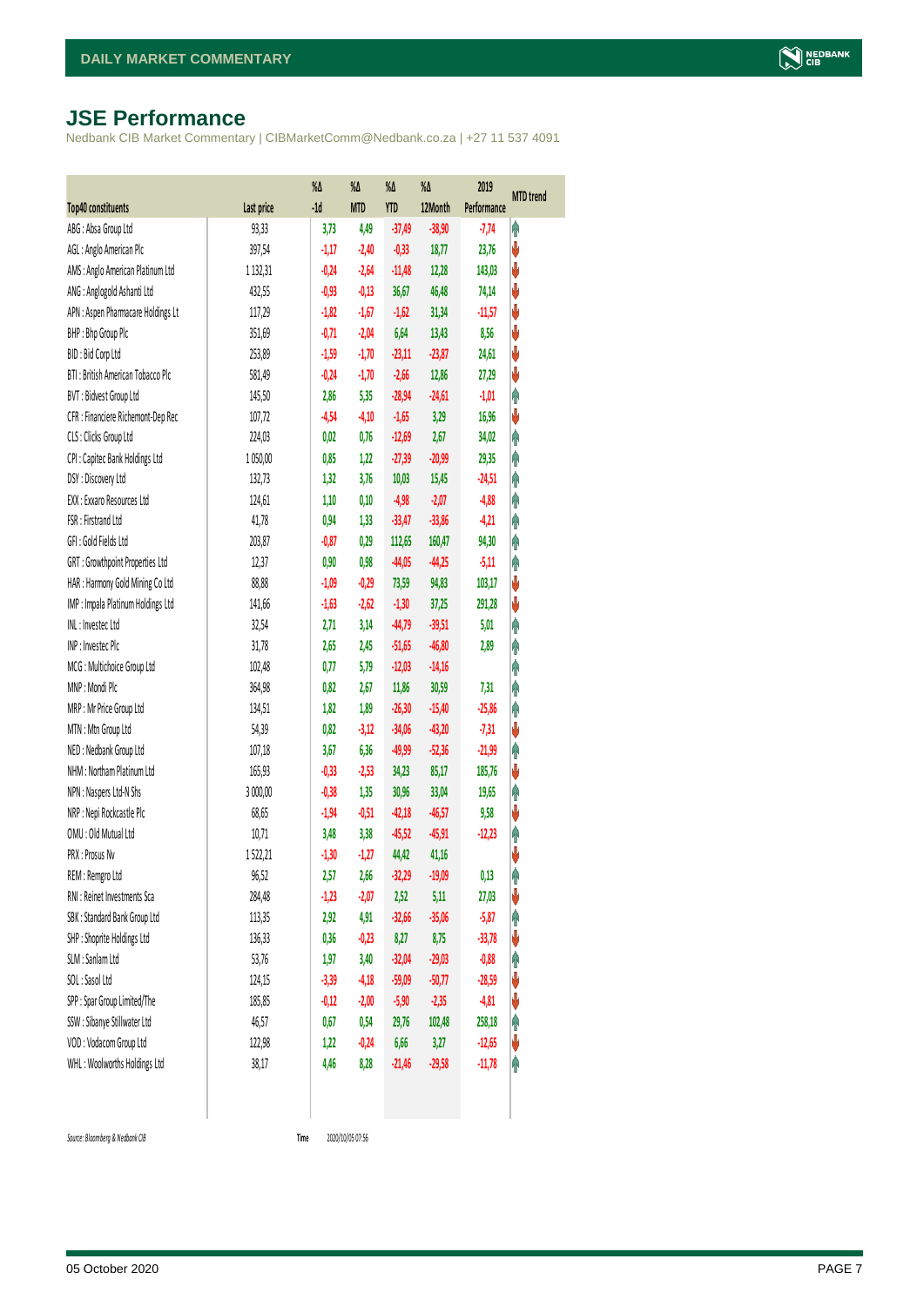## JSE Performance

Nedbank CIB Market Commentary | CIBMarketComm@Nedbank.co.za | +27 11 537 4091

| Top40 constituents | Last price | %Δ -1d | %Δ MTD | %Δ YTD | %Δ 12Month | 2019 Performance | MTD trend |
|---|---|---|---|---|---|---|---|
| ABG : Absa Group Ltd | 93,33 | 3,73 | 4,49 | -37,49 | -38,90 | -7,74 | ↑ |
| AGL : Anglo American Plc | 397,54 | -1,17 | -2,40 | -0,33 | 18,77 | 23,76 | ↓ |
| AMS : Anglo American Platinum Ltd | 1 132,31 | -0,24 | -2,64 | -11,48 | 12,28 | 143,03 | ↓ |
| ANG : Anglogold Ashanti Ltd | 432,55 | -0,93 | -0,13 | 36,67 | 46,48 | 74,14 | ↓ |
| APN : Aspen Pharmacare Holdings Lt | 117,29 | -1,82 | -1,67 | -1,62 | 31,34 | -11,57 | ↓ |
| BHP : Bhp Group Plc | 351,69 | -0,71 | -2,04 | 6,64 | 13,43 | 8,56 | ↓ |
| BID : Bid Corp Ltd | 253,89 | -1,59 | -1,70 | -23,11 | -23,87 | 24,61 | ↓ |
| BTI : British American Tobacco Plc | 581,49 | -0,24 | -1,70 | -2,66 | 12,86 | 27,29 | ↓ |
| BVT : Bidvest Group Ltd | 145,50 | 2,86 | 5,35 | -28,94 | -24,61 | -1,01 | ↑ |
| CFR : Financiere Richemont-Dep Rec | 107,72 | -4,54 | -4,10 | -1,65 | 3,29 | 16,96 | ↓ |
| CLS : Clicks Group Ltd | 224,03 | 0,02 | 0,76 | -12,69 | 2,67 | 34,02 | ↑ |
| CPI : Capitec Bank Holdings Ltd | 1 050,00 | 0,85 | 1,22 | -27,39 | -20,99 | 29,35 | ↑ |
| DSY : Discovery Ltd | 132,73 | 1,32 | 3,76 | 10,03 | 15,45 | -24,51 | ↑ |
| EXX : Exxaro Resources Ltd | 124,61 | 1,10 | 0,10 | -4,98 | -2,07 | -4,88 | ↑ |
| FSR : Firstrand Ltd | 41,78 | 0,94 | 1,33 | -33,47 | -33,86 | -4,21 | ↑ |
| GFI : Gold Fields Ltd | 203,87 | -0,87 | 0,29 | 112,65 | 160,47 | 94,30 | ↑ |
| GRT : Growthpoint Properties Ltd | 12,37 | 0,90 | 0,98 | -44,05 | -44,25 | -5,11 | ↑ |
| HAR : Harmony Gold Mining Co Ltd | 88,88 | -1,09 | -0,29 | 73,59 | 94,83 | 103,17 | ↓ |
| IMP : Impala Platinum Holdings Ltd | 141,66 | -1,63 | -2,62 | -1,30 | 37,25 | 291,28 | ↓ |
| INL : Investec Ltd | 32,54 | 2,71 | 3,14 | -44,79 | -39,51 | 5,01 | ↑ |
| INP : Investec Plc | 31,78 | 2,65 | 2,45 | -51,65 | -46,80 | 2,89 | ↑ |
| MCG : Multichoice Group Ltd | 102,48 | 0,77 | 5,79 | -12,03 | -14,16 | | ↑ |
| MNP : Mondi Plc | 364,98 | 0,82 | 2,67 | 11,86 | 30,59 | 7,31 | ↑ |
| MRP : Mr Price Group Ltd | 134,51 | 1,82 | 1,89 | -26,30 | -15,40 | -25,86 | ↑ |
| MTN : Mtn Group Ltd | 54,39 | 0,82 | -3,12 | -34,06 | -43,20 | -7,31 | ↓ |
| NED : Nedbank Group Ltd | 107,18 | 3,67 | 6,36 | -49,99 | -52,36 | -21,99 | ↑ |
| NHM : Northam Platinum Ltd | 165,93 | -0,33 | -2,53 | 34,23 | 85,17 | 185,76 | ↓ |
| NPN : Naspers Ltd-N Shs | 3 000,00 | -0,38 | 1,35 | 30,96 | 33,04 | 19,65 | ↑ |
| NRP : Nepi Rockcastle Plc | 68,65 | -1,94 | -0,51 | -42,18 | -46,57 | 9,58 | ↓ |
| OMU : Old Mutual Ltd | 10,71 | 3,48 | 3,38 | -45,52 | -45,91 | -12,23 | ↑ |
| PRX : Prosus Nv | 1 522,21 | -1,30 | -1,27 | 44,42 | 41,16 | | ↓ |
| REM : Remgro Ltd | 96,52 | 2,57 | 2,66 | -32,29 | -19,09 | 0,13 | ↑ |
| RNI : Reinet Investments Sca | 284,48 | -1,23 | -2,07 | 2,52 | 5,11 | 27,03 | ↓ |
| SBK : Standard Bank Group Ltd | 113,35 | 2,92 | 4,91 | -32,66 | -35,06 | -5,87 | ↑ |
| SHP : Shoprite Holdings Ltd | 136,33 | 0,36 | -0,23 | 8,27 | 8,75 | -33,78 | ↓ |
| SLM : Sanlam Ltd | 53,76 | 1,97 | 3,40 | -32,04 | -29,03 | -0,88 | ↑ |
| SOL : Sasol Ltd | 124,15 | -3,39 | -4,18 | -59,09 | -50,77 | -28,59 | ↓ |
| SPP : Spar Group Limited/The | 185,85 | -0,12 | -2,00 | -5,90 | -2,35 | -4,81 | ↓ |
| SSW : Sibanye Stillwater Ltd | 46,57 | 0,67 | 0,54 | 29,76 | 102,48 | 258,18 | ↑ |
| VOD : Vodacom Group Ltd | 122,98 | 1,22 | -0,24 | 6,66 | 3,27 | -12,65 | ↓ |
| WHL : Woolworths Holdings Ltd | 38,17 | 4,46 | 8,28 | -21,46 | -29,58 | -11,78 | ↑ |

Source: Bloomberg & Nedbank CIB    Time 2020/10/05 07:56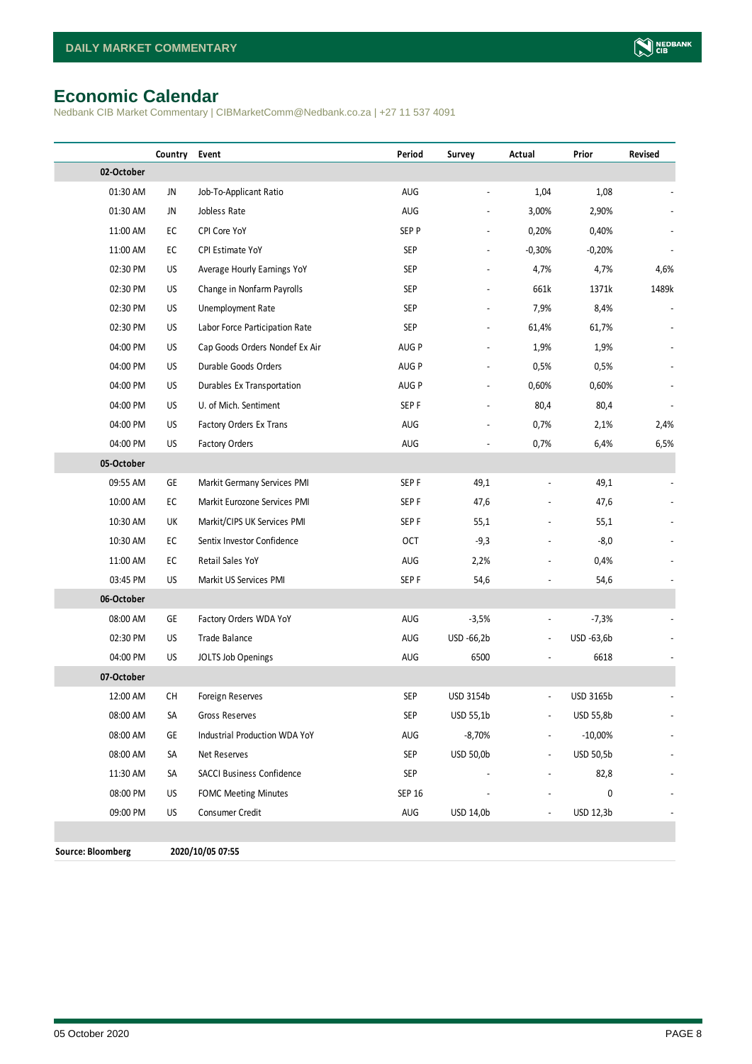# Economic Calendar

Nedbank CIB Market Commentary | CIBMarketComm@Nedbank.co.za | +27 11 537 4091

| | Country | Event | Period | Survey | Actual | Prior | Revised |
|---|---|---|---|---|---|---|---|
| **02-October** | | | | | | | |
| 01:30 AM | JN | Job-To-Applicant Ratio | AUG | - | 1,04 | 1,08 | - |
| 01:30 AM | JN | Jobless Rate | AUG | - | 3,00% | 2,90% | - |
| 11:00 AM | EC | CPI Core YoY | SEP P | - | 0,20% | 0,40% | - |
| 11:00 AM | EC | CPI Estimate YoY | SEP | - | -0,30% | -0,20% | - |
| 02:30 PM | US | Average Hourly Earnings YoY | SEP | - | 4,7% | 4,7% | 4,6% |
| 02:30 PM | US | Change in Nonfarm Payrolls | SEP | - | 661k | 1371k | 1489k |
| 02:30 PM | US | Unemployment Rate | SEP | - | 7,9% | 8,4% | - |
| 02:30 PM | US | Labor Force Participation Rate | SEP | - | 61,4% | 61,7% | - |
| 04:00 PM | US | Cap Goods Orders Nondef Ex Air | AUG P | - | 1,9% | 1,9% | - |
| 04:00 PM | US | Durable Goods Orders | AUG P | - | 0,5% | 0,5% | - |
| 04:00 PM | US | Durables Ex Transportation | AUG P | - | 0,60% | 0,60% | - |
| 04:00 PM | US | U. of Mich. Sentiment | SEP F | - | 80,4 | 80,4 | - |
| 04:00 PM | US | Factory Orders Ex Trans | AUG | - | 0,7% | 2,1% | 2,4% |
| 04:00 PM | US | Factory Orders | AUG | - | 0,7% | 6,4% | 6,5% |
| **05-October** | | | | | | | |
| 09:55 AM | GE | Markit Germany Services PMI | SEP F | 49,1 | - | 49,1 | - |
| 10:00 AM | EC | Markit Eurozone Services PMI | SEP F | 47,6 | - | 47,6 | - |
| 10:30 AM | UK | Markit/CIPS UK Services PMI | SEP F | 55,1 | - | 55,1 | - |
| 10:30 AM | EC | Sentix Investor Confidence | OCT | -9,3 | - | -8,0 | - |
| 11:00 AM | EC | Retail Sales YoY | AUG | 2,2% | - | 0,4% | - |
| 03:45 PM | US | Markit US Services PMI | SEP F | 54,6 | - | 54,6 | - |
| **06-October** | | | | | | | |
| 08:00 AM | GE | Factory Orders WDA YoY | AUG | -3,5% | - | -7,3% | - |
| 02:30 PM | US | Trade Balance | AUG | USD -66,2b | - | USD -63,6b | - |
| 04:00 PM | US | JOLTS Job Openings | AUG | 6500 | - | 6618 | - |
| **07-October** | | | | | | | |
| 12:00 AM | CH | Foreign Reserves | SEP | USD 3154b | - | USD 3165b | - |
| 08:00 AM | SA | Gross Reserves | SEP | USD 55,1b | - | USD 55,8b | - |
| 08:00 AM | GE | Industrial Production WDA YoY | AUG | -8,70% | - | -10,00% | - |
| 08:00 AM | SA | Net Reserves | SEP | USD 50,0b | - | USD 50,5b | - |
| 11:30 AM | SA | SACCI Business Confidence | SEP | - | - | 82,8 | - |
| 08:00 PM | US | FOMC Meeting Minutes | SEP 16 | - | - | 0 | - |
| 09:00 PM | US | Consumer Credit | AUG | USD 14,0b | - | USD 12,3b | - |

**Source: Bloomberg** **2020/10/05 07:55**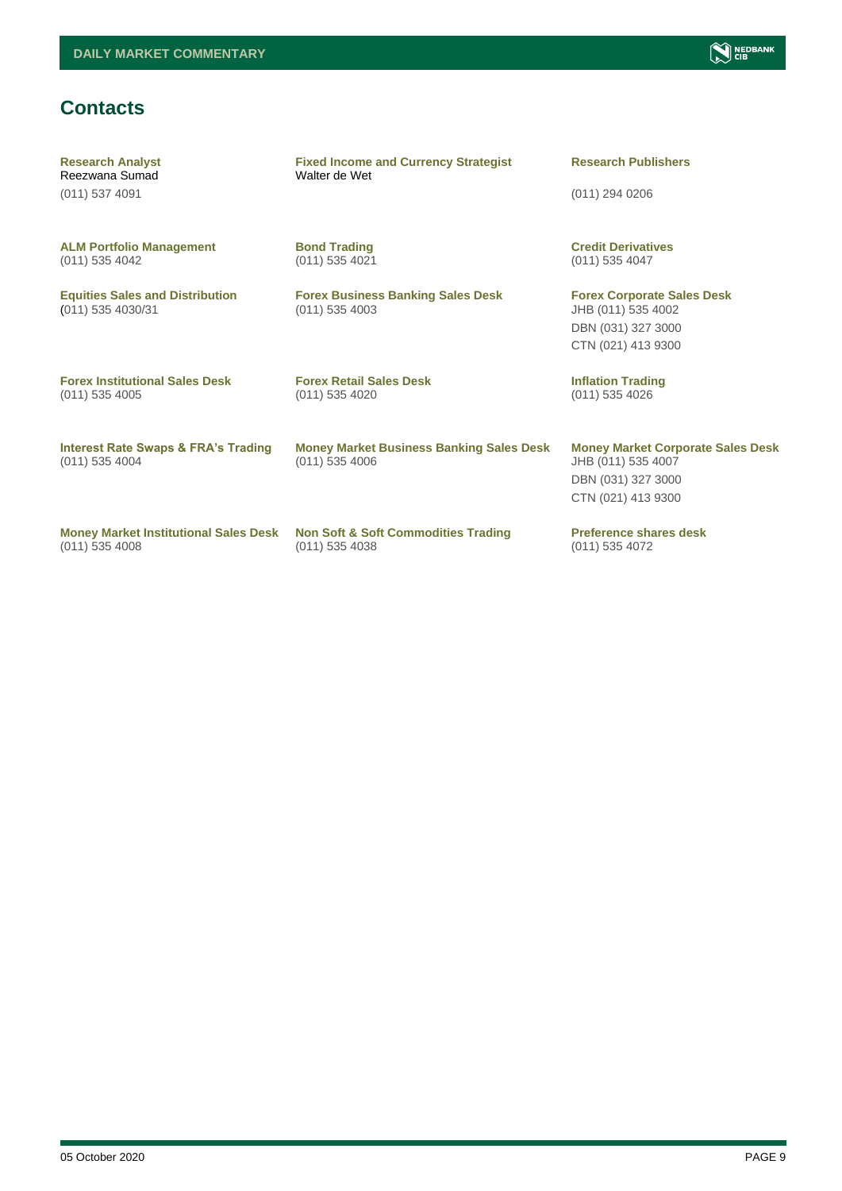## Contacts

**Research Analyst**
Reezwana Sumad
(011) 537 4091

**Fixed Income and Currency Strategist**
Walter de Wet

**Research Publishers**
(011) 294 0206

**ALM Portfolio Management**
(011) 535 4042

**Bond Trading**
(011) 535 4021

**Credit Derivatives**
(011) 535 4047

**Equities Sales and Distribution**
(011) 535 4030/31

**Forex Business Banking Sales Desk**
(011) 535 4003

**Forex Corporate Sales Desk**
JHB (011) 535 4002
DBN (031) 327 3000
CTN (021) 413 9300

**Forex Institutional Sales Desk**
(011) 535 4005

**Forex Retail Sales Desk**
(011) 535 4020

**Inflation Trading**
(011) 535 4026

**Interest Rate Swaps & FRA's Trading**
(011) 535 4004

**Money Market Business Banking Sales Desk**
(011) 535 4006

**Money Market Corporate Sales Desk**
JHB (011) 535 4007
DBN (031) 327 3000
CTN (021) 413 9300

**Money Market Institutional Sales Desk**
(011) 535 4008

**Non Soft & Soft Commodities Trading**
(011) 535 4038

**Preference shares desk**
(011) 535 4072